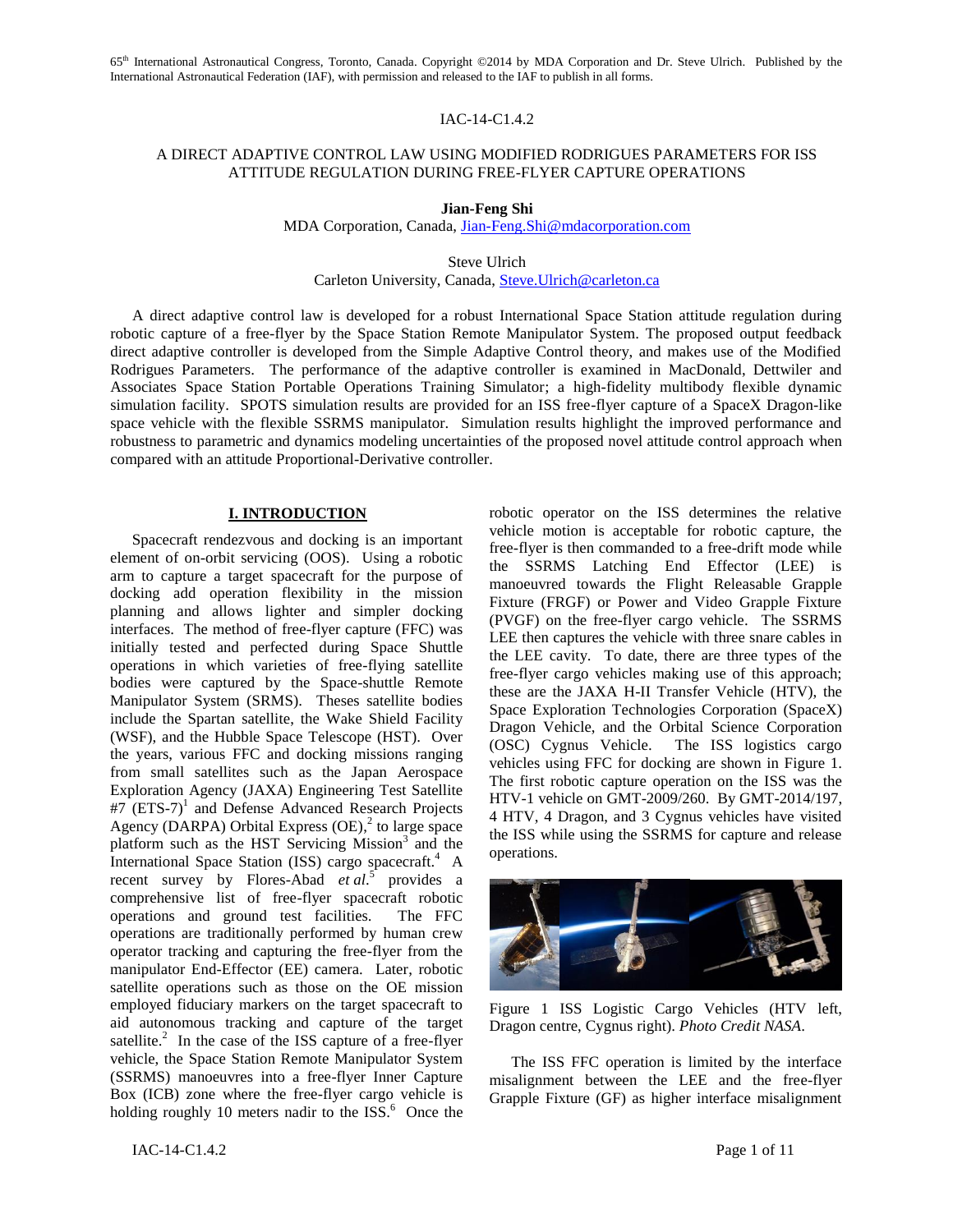65th International Astronautical Congress, Toronto, Canada. Copyright ©2014 by MDA Corporation and Dr. Steve Ulrich. Published by the International Astronautical Federation (IAF), with permission and released to the IAF to publish in all forms.

IAC-14-C1.4.2

# A DIRECT ADAPTIVE CONTROL LAW USING MODIFIED RODRIGUES PARAMETERS FOR ISS ATTITUDE REGULATION DURING FREE-FLYER CAPTURE OPERATIONS

**Jian-Feng Shi**
MDA Corporation, Canada, Jian-Feng.Shi@mdacorporation.com

Steve Ulrich
Carleton University, Canada, Steve.Ulrich@carleton.ca

A direct adaptive control law is developed for a robust International Space Station attitude regulation during robotic capture of a free-flyer by the Space Station Remote Manipulator System. The proposed output feedback direct adaptive controller is developed from the Simple Adaptive Control theory, and makes use of the Modified Rodrigues Parameters. The performance of the adaptive controller is examined in MacDonald, Dettwiler and Associates Space Station Portable Operations Training Simulator; a high-fidelity multibody flexible dynamic simulation facility. SPOTS simulation results are provided for an ISS free-flyer capture of a SpaceX Dragon-like space vehicle with the flexible SSRMS manipulator. Simulation results highlight the improved performance and robustness to parametric and dynamics modeling uncertainties of the proposed novel attitude control approach when compared with an attitude Proportional-Derivative controller.

## I. INTRODUCTION

Spacecraft rendezvous and docking is an important element of on-orbit servicing (OOS). Using a robotic arm to capture a target spacecraft for the purpose of docking add operation flexibility in the mission planning and allows lighter and simpler docking interfaces. The method of free-flyer capture (FFC) was initially tested and perfected during Space Shuttle operations in which varieties of free-flying satellite bodies were captured by the Space-shuttle Remote Manipulator System (SRMS). Theses satellite bodies include the Spartan satellite, the Wake Shield Facility (WSF), and the Hubble Space Telescope (HST). Over the years, various FFC and docking missions ranging from small satellites such as the Japan Aerospace Exploration Agency (JAXA) Engineering Test Satellite #7 (ETS-7)[1] and Defense Advanced Research Projects Agency (DARPA) Orbital Express (OE),[2] to large space platform such as the HST Servicing Mission[3] and the International Space Station (ISS) cargo spacecraft.[4] A recent survey by Flores-Abad *et al.*[5] provides a comprehensive list of free-flyer spacecraft robotic operations and ground test facilities. The FFC operations are traditionally performed by human crew operator tracking and capturing the free-flyer from the manipulator End-Effector (EE) camera. Later, robotic satellite operations such as those on the OE mission employed fiduciary markers on the target spacecraft to aid autonomous tracking and capture of the target satellite.[2] In the case of the ISS capture of a free-flyer vehicle, the Space Station Remote Manipulator System (SSRMS) manoeuvres into a free-flyer Inner Capture Box (ICB) zone where the free-flyer cargo vehicle is holding roughly 10 meters nadir to the ISS.[6] Once the robotic operator on the ISS determines the relative vehicle motion is acceptable for robotic capture, the free-flyer is then commanded to a free-drift mode while the SSRMS Latching End Effector (LEE) is manoeuvred towards the Flight Releasable Grapple Fixture (FRGF) or Power and Video Grapple Fixture (PVGF) on the free-flyer cargo vehicle. The SSRMS LEE then captures the vehicle with three snare cables in the LEE cavity. To date, there are three types of the free-flyer cargo vehicles making use of this approach; these are the JAXA H-II Transfer Vehicle (HTV), the Space Exploration Technologies Corporation (SpaceX) Dragon Vehicle, and the Orbital Science Corporation (OSC) Cygnus Vehicle. The ISS logistics cargo vehicles using FFC for docking are shown in Figure 1. The first robotic capture operation on the ISS was the HTV-1 vehicle on GMT-2009/260. By GMT-2014/197, 4 HTV, 4 Dragon, and 3 Cygnus vehicles have visited the ISS while using the SSRMS for capture and release operations.

Figure 1 ISS Logistic Cargo Vehicles (HTV left, Dragon centre, Cygnus right). *Photo Credit NASA.*

The ISS FFC operation is limited by the interface misalignment between the LEE and the free-flyer Grapple Fixture (GF) as higher interface misalignment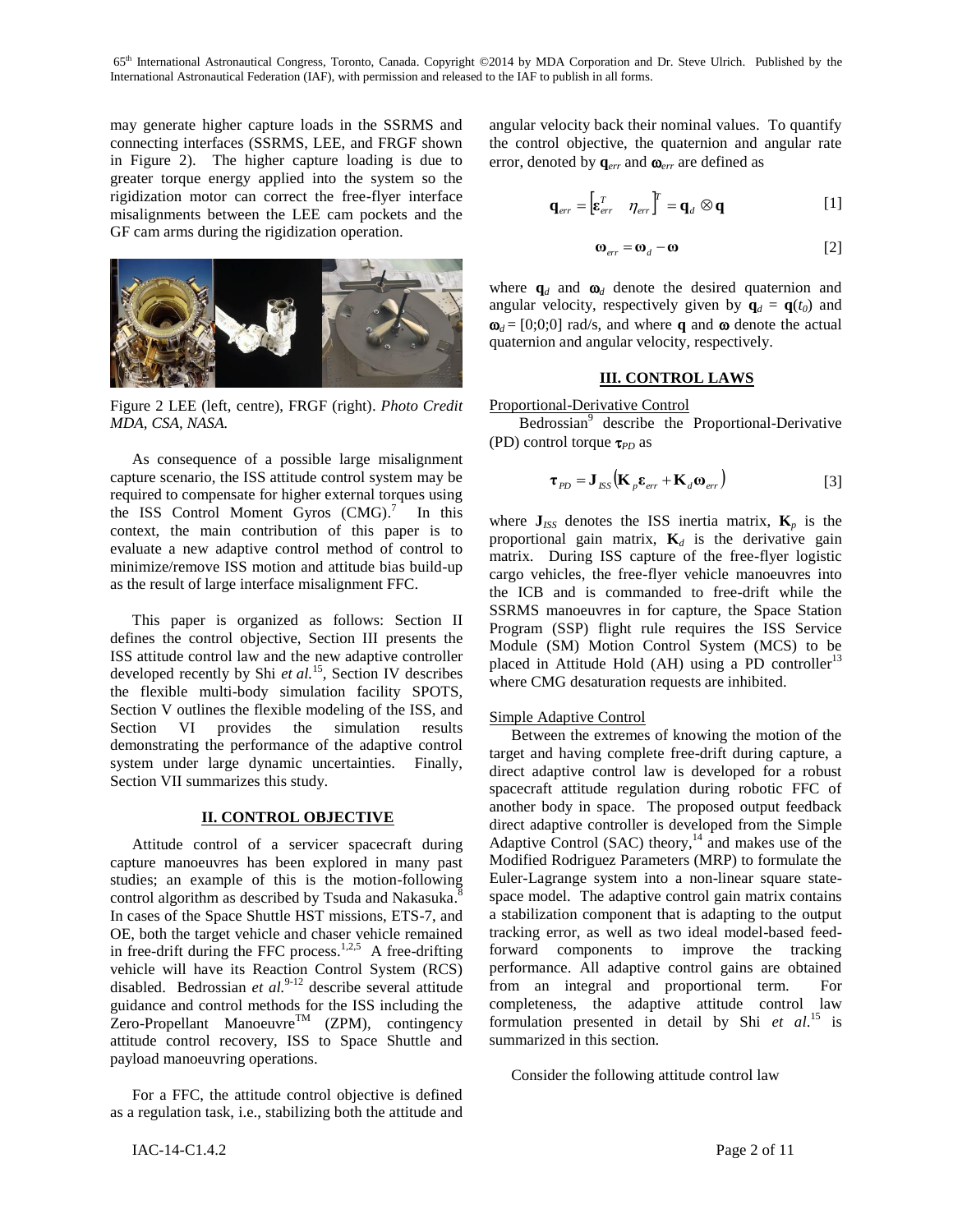may generate higher capture loads in the SSRMS and connecting interfaces (SSRMS, LEE, and FRGF shown in Figure 2). The higher capture loading is due to greater torque energy applied into the system so the rigidization motor can correct the free-flyer interface misalignments between the LEE cam pockets and the GF cam arms during the rigidization operation.

Figure 2 LEE (left, centre), FRGF (right). *Photo Credit MDA, CSA, NASA.*

As consequence of a possible large misalignment capture scenario, the ISS attitude control system may be required to compensate for higher external torques using the ISS Control Moment Gyros (CMG).[7] In this context, the main contribution of this paper is to evaluate a new adaptive control method of control to minimize/remove ISS motion and attitude bias build-up as the result of large interface misalignment FFC.

This paper is organized as follows: Section II defines the control objective, Section III presents the ISS attitude control law and the new adaptive controller developed recently by Shi *et al.*[15], Section IV describes the flexible multi-body simulation facility SPOTS, Section V outlines the flexible modeling of the ISS, and Section VI provides the simulation results demonstrating the performance of the adaptive control system under large dynamic uncertainties. Finally, Section VII summarizes this study.

## II. CONTROL OBJECTIVE

Attitude control of a servicer spacecraft during capture manoeuvres has been explored in many past studies; an example of this is the motion-following control algorithm as described by Tsuda and Nakasuka.[8] In cases of the Space Shuttle HST missions, ETS-7, and OE, both the target vehicle and chaser vehicle remained in free-drift during the FFC process.[1,2,5] A free-drifting vehicle will have its Reaction Control System (RCS) disabled. Bedrossian *et al.*[9-12] describe several attitude guidance and control methods for the ISS including the Zero-Propellant Manoeuvre™ (ZPM), contingency attitude control recovery, ISS to Space Shuttle and payload manoeuvring operations.

For a FFC, the attitude control objective is defined as a regulation task, i.e., stabilizing both the attitude and angular velocity back their nominal values. To quantify the control objective, the quaternion and angular rate error, denoted by $\mathbf{q}_{err}$ and $\boldsymbol{\omega}_{err}$ are defined as

$$\mathbf{q}_{err} = \begin{bmatrix} \boldsymbol{\varepsilon}_{err}^T & \eta_{err} \end{bmatrix}^T = \mathbf{q}_d \otimes \mathbf{q} \qquad [1]$$

$$\boldsymbol{\omega}_{err} = \boldsymbol{\omega}_d - \boldsymbol{\omega} \qquad [2]$$

where $\mathbf{q}_d$ and $\boldsymbol{\omega}_d$ denote the desired quaternion and angular velocity, respectively given by $\mathbf{q}_d = \mathbf{q}(t_0)$ and $\boldsymbol{\omega}_d = [0;0;0]$ rad/s, and where $\mathbf{q}$ and $\boldsymbol{\omega}$ denote the actual quaternion and angular velocity, respectively.

## III. CONTROL LAWS

### Proportional-Derivative Control

Bedrossian[9] describe the Proportional-Derivative (PD) control torque $\boldsymbol{\tau}_{PD}$ as

$$\boldsymbol{\tau}_{PD} = \mathbf{J}_{ISS}\left(\mathbf{K}_p \boldsymbol{\varepsilon}_{err} + \mathbf{K}_d \boldsymbol{\omega}_{err}\right) \qquad [3]$$

where $\mathbf{J}_{ISS}$ denotes the ISS inertia matrix, $\mathbf{K}_p$ is the proportional gain matrix, $\mathbf{K}_d$ is the derivative gain matrix. During ISS capture of the free-flyer logistic cargo vehicles, the free-flyer vehicle manoeuvres into the ICB and is commanded to free-drift while the SSRMS manoeuvres in for capture, the Space Station Program (SSP) flight rule requires the ISS Service Module (SM) Motion Control System (MCS) to be placed in Attitude Hold (AH) using a PD controller[13] where CMG desaturation requests are inhibited.

### Simple Adaptive Control

Between the extremes of knowing the motion of the target and having complete free-drift during capture, a direct adaptive attitude control law is developed for a robust spacecraft attitude regulation during robotic FFC of another body in space. The proposed output feedback direct adaptive controller is developed from the Simple Adaptive Control (SAC) theory,[14] and makes use of the Modified Rodriguez Parameters (MRP) to formulate the Euler-Lagrange system into a non-linear square state-space model. The adaptive control gain matrix contains a stabilization component that is adapting to the output tracking error, as well as two ideal model-based feed-forward components to improve the tracking performance. All adaptive control gains are obtained from an integral and proportional term. For completeness, the adaptive attitude control law formulation presented in detail by Shi *et al.*[15] is summarized in this section.

Consider the following attitude control law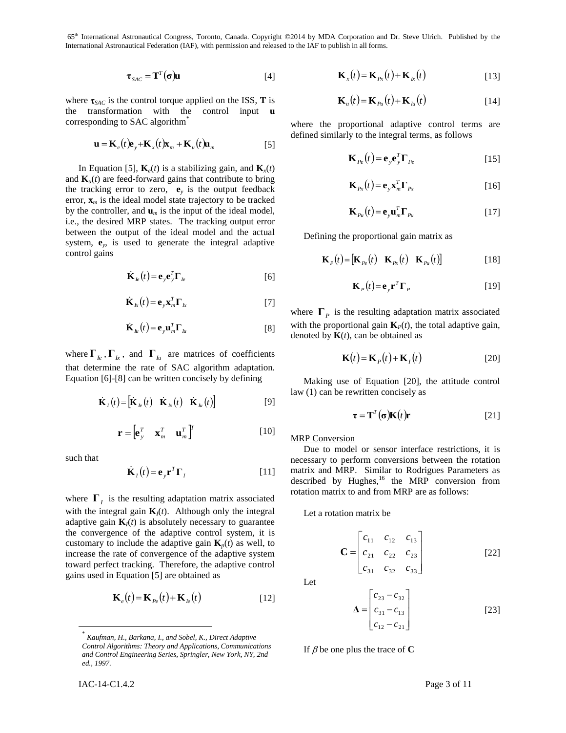$$\boldsymbol{\tau}_{SAC} = \mathbf{T}^T(\boldsymbol{\sigma})\mathbf{u} \quad [4]$$

where $\boldsymbol{\tau}_{SAC}$ is the control torque applied on the ISS, $\mathbf{T}$ is the transformation with the control input $\mathbf{u}$ corresponding to SAC algorithm*

$$\mathbf{u} = \mathbf{K}_e(t)\mathbf{e}_y + \mathbf{K}_x(t)\mathbf{x}_m + \mathbf{K}_u(t)\mathbf{u}_m \quad [5]$$

In Equation [5], $\mathbf{K}_e(t)$ is a stabilizing gain, and $\mathbf{K}_x(t)$ and $\mathbf{K}_u(t)$ are feed-forward gains that contribute to bring the tracking error to zero, $\mathbf{e}_y$ is the output feedback error, $\mathbf{x}_m$ is the ideal model state trajectory to be tracked by the controller, and $\mathbf{u}_m$ is the input of the ideal model, i.e., the desired MRP states. The tracking output error between the output of the ideal model and the actual system, $\mathbf{e}_y$, is used to generate the integral adaptive control gains

$$\dot{\mathbf{K}}_{Ie}(t) = \mathbf{e}_y\mathbf{e}_y^T\boldsymbol{\Gamma}_{Ie} \quad [6]$$

$$\dot{\mathbf{K}}_{Ix}(t) = \mathbf{e}_y\mathbf{x}_m^T\boldsymbol{\Gamma}_{Ix} \quad [7]$$

$$\dot{\mathbf{K}}_{Iu}(t) = \mathbf{e}_y\mathbf{u}_m^T\boldsymbol{\Gamma}_{Iu} \quad [8]$$

where $\boldsymbol{\Gamma}_{Ie}$, $\boldsymbol{\Gamma}_{Ix}$, and $\boldsymbol{\Gamma}_{Iu}$ are matrices of coefficients that determine the rate of SAC algorithm adaptation. Equation [6]-[8] can be written concisely by defining

$$\dot{\mathbf{K}}_I(t) = \begin{bmatrix}\dot{\mathbf{K}}_{Ie}(t) & \dot{\mathbf{K}}_{Ix}(t) & \dot{\mathbf{K}}_{Iu}(t)\end{bmatrix} \quad [9]$$

$$\mathbf{r} = \begin{bmatrix}\mathbf{e}_y^T & \mathbf{x}_m^T & \mathbf{u}_m^T\end{bmatrix}^T \quad [10]$$

such that

$$\dot{\mathbf{K}}_I(t) = \mathbf{e}_y\mathbf{r}^T\boldsymbol{\Gamma}_I \quad [11]$$

where $\boldsymbol{\Gamma}_I$ is the resulting adaptation matrix associated with the integral gain $\mathbf{K}_I(t)$. Although only the integral adaptive gain $\mathbf{K}_I(t)$ is absolutely necessary to guarantee the convergence of the adaptive control system, it is customary to include the adaptive gain $\mathbf{K}_P(t)$ as well, to increase the rate of convergence of the adaptive system toward perfect tracking. Therefore, the adaptive control gains used in Equation [5] are obtained as

$$\mathbf{K}_e(t) = \mathbf{K}_{Pe}(t) + \mathbf{K}_{Ie}(t) \quad [12]$$

$$\mathbf{K}_x(t) = \mathbf{K}_{Px}(t) + \mathbf{K}_{Ix}(t) \quad [13]$$

$$\mathbf{K}_u(t) = \mathbf{K}_{Pu}(t) + \mathbf{K}_{Iu}(t) \quad [14]$$

where the proportional adaptive control terms are defined similarly to the integral terms, as follows

$$\mathbf{K}_{Pe}(t) = \mathbf{e}_y\mathbf{e}_y^T\boldsymbol{\Gamma}_{Pe} \quad [15]$$

$$\mathbf{K}_{Px}(t) = \mathbf{e}_y\mathbf{x}_m^T\boldsymbol{\Gamma}_{Px} \quad [16]$$

$$\mathbf{K}_{Pu}(t) = \mathbf{e}_y\mathbf{u}_m^T\boldsymbol{\Gamma}_{Pu} \quad [17]$$

Defining the proportional gain matrix as

$$\mathbf{K}_P(t) = \begin{bmatrix}\mathbf{K}_{Pe}(t) & \mathbf{K}_{Px}(t) & \mathbf{K}_{Pu}(t)\end{bmatrix} \quad [18]$$

$$\mathbf{K}_P(t) = \mathbf{e}_y\mathbf{r}^T\boldsymbol{\Gamma}_P \quad [19]$$

where $\boldsymbol{\Gamma}_P$ is the resulting adaptation matrix associated with the proportional gain $\mathbf{K}_P(t)$, the total adaptive gain, denoted by $\mathbf{K}(t)$, can be obtained as

$$\mathbf{K}(t) = \mathbf{K}_P(t) + \mathbf{K}_I(t) \quad [20]$$

Making use of Equation [20], the attitude control law (1) can be rewritten concisely as

$$\boldsymbol{\tau} = \mathbf{T}^T(\boldsymbol{\sigma})\mathbf{K}(t)\mathbf{r} \quad [21]$$

MRP Conversion

Due to model or sensor interface restrictions, it is necessary to perform conversions between the rotation matrix and MRP. Similar to Rodrigues Parameters as described by Hughes,[16] the MRP conversion from rotation matrix to and from MRP are as follows:

Let a rotation matrix be

$$\mathbf{C} = \begin{bmatrix} c_{11} & c_{12} & c_{13} \\ c_{21} & c_{22} & c_{23} \\ c_{31} & c_{32} & c_{33} \end{bmatrix} \quad [22]$$

Let

$$\boldsymbol{\Delta} = \begin{bmatrix} c_{23} - c_{32} \\ c_{31} - c_{13} \\ c_{12} - c_{21} \end{bmatrix} \quad [23]$$

If $\beta$ be one plus the trace of $\mathbf{C}$

---

* *Kaufman, H., Barkana, I., and Sobel, K., Direct Adaptive Control Algorithms: Theory and Applications, Communications and Control Engineering Series, Springler, New York, NY, 2nd ed., 1997.*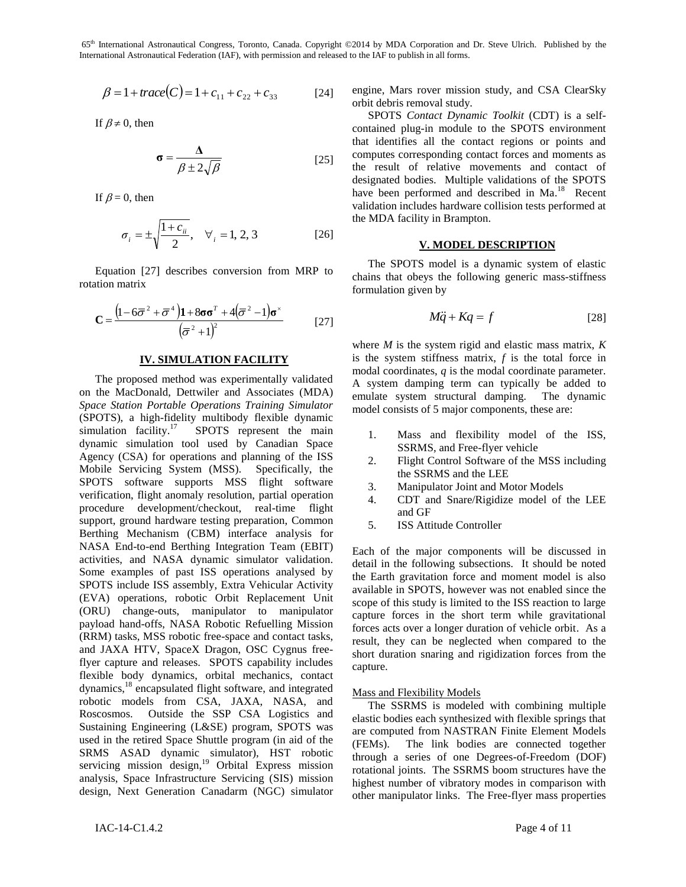$$\beta = 1 + trace(C) = 1 + c_{11} + c_{22} + c_{33} \quad [24]$$

If $\beta \neq 0$, then

$$\boldsymbol{\sigma} = \frac{\boldsymbol{\Delta}}{\beta \pm 2\sqrt{\beta}} \quad [25]$$

If $\beta = 0$, then

$$\sigma_i = \pm\sqrt{\frac{1 + c_{ii}}{2}}, \quad \forall_i = 1, 2, 3 \quad [26]$$

Equation [27] describes conversion from MRP to rotation matrix

$$\mathbf{C} = \frac{\left(1 - 6\bar{\sigma}^2 + \bar{\sigma}^4\right)\mathbf{1} + 8\boldsymbol{\sigma}\boldsymbol{\sigma}^T + 4\left(\bar{\sigma}^2 - 1\right)\boldsymbol{\sigma}^{\times}}{\left(\bar{\sigma}^2 + 1\right)^2} \quad [27]$$

## IV. SIMULATION FACILITY

The proposed method was experimentally validated on the MacDonald, Dettwiler and Associates (MDA) *Space Station Portable Operations Training Simulator* (SPOTS), a high-fidelity multibody flexible dynamic simulation facility.[17] SPOTS represent the main dynamic simulation tool used by Canadian Space Agency (CSA) for operations and planning of the ISS Mobile Servicing System (MSS). Specifically, the SPOTS software supports MSS flight software verification, flight anomaly resolution, partial operation procedure development/checkout, real-time flight support, ground hardware testing preparation, Common Berthing Mechanism (CBM) interface analysis for NASA End-to-end Berthing Integration Team (EBIT) activities, and NASA dynamic simulator validation. Some examples of past ISS operations analysed by SPOTS include ISS assembly, Extra Vehicular Activity (EVA) operations, robotic Orbit Replacement Unit (ORU) change-outs, manipulator to manipulator payload hand-offs, NASA Robotic Refuelling Mission (RRM) tasks, MSS robotic free-space and contact tasks, and JAXA HTV, SpaceX Dragon, OSC Cygnus free-flyer capture and releases. SPOTS capability includes flexible body dynamics, orbital mechanics, contact dynamics,[18] encapsulated flight software, and integrated robotic models from CSA, JAXA, NASA, and Roscosmos. Outside the SSP CSA Logistics and Sustaining Engineering (L&SE) program, SPOTS was used in the retired Space Shuttle program (in aid of the SRMS ASAD dynamic simulator), HST robotic servicing mission design,[19] Orbital Express mission analysis, Space Infrastructure Servicing (SIS) mission design, Next Generation Canadarm (NGC) simulator engine, Mars rover mission study, and CSA ClearSky orbit debris removal study.

SPOTS *Contact Dynamic Toolkit* (CDT) is a self-contained plug-in module to the SPOTS environment that identifies all the contact regions or points and computes corresponding contact forces and moments as the result of relative movements and contact of designated bodies. Multiple validations of the SPOTS have been performed and described in Ma.[18] Recent validation includes hardware collision tests performed at the MDA facility in Brampton.

## V. MODEL DESCRIPTION

The SPOTS model is a dynamic system of elastic chains that obeys the following generic mass-stiffness formulation given by

$$M\ddot{q} + Kq = f \quad [28]$$

where $M$ is the system rigid and elastic mass matrix, $K$ is the system stiffness matrix, $f$ is the total force in modal coordinates, $q$ is the modal coordinate parameter. A system damping term can typically be added to emulate system structural damping. The dynamic model consists of 5 major components, these are:

1. Mass and flexibility model of the ISS, SSRMS, and Free-flyer vehicle
2. Flight Control Software of the MSS including the SSRMS and the LEE
3. Manipulator Joint and Motor Models
4. CDT and Snare/Rigidize model of the LEE and GF
5. ISS Attitude Controller

Each of the major components will be discussed in detail in the following subsections. It should be noted the Earth gravitation force and moment model is also available in SPOTS, however was not enabled since the scope of this study is limited to the ISS reaction to large capture forces in the short term while gravitational forces acts over a longer duration of vehicle orbit. As a result, they can be neglected when compared to the short duration snaring and rigidization forces from the capture.

### Mass and Flexibility Models

The SSRMS is modeled with combining multiple elastic bodies each synthesized with flexible springs that are computed from NASTRAN Finite Element Models (FEMs). The link bodies are connected together through a series of one Degrees-of-Freedom (DOF) rotational joints. The SSRMS boom structures have the highest number of vibratory modes in comparison with other manipulator links. The Free-flyer mass properties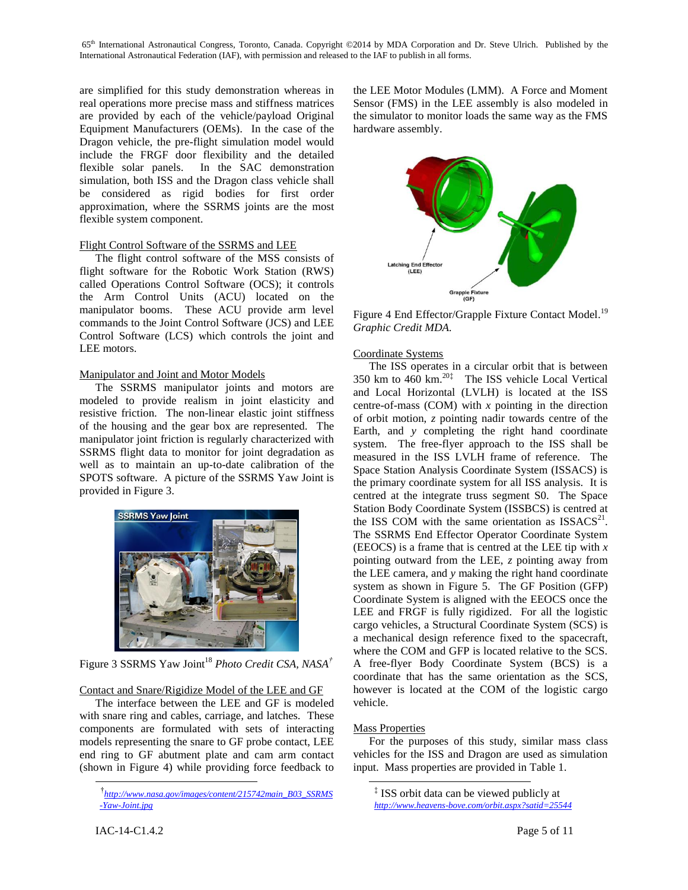are simplified for this study demonstration whereas in real operations more precise mass and stiffness matrices are provided by each of the vehicle/payload Original Equipment Manufacturers (OEMs). In the case of the Dragon vehicle, the pre-flight simulation model would include the FRGF door flexibility and the detailed flexible solar panels. In the SAC demonstration simulation, both ISS and the Dragon class vehicle shall be considered as rigid bodies for first order approximation, where the SSRMS joints are the most flexible system component.

Flight Control Software of the SSRMS and LEE

The flight control software of the MSS consists of flight software for the Robotic Work Station (RWS) called Operations Control Software (OCS); it controls the Arm Control Units (ACU) located on the manipulator booms. These ACU provide arm level commands to the Joint Control Software (JCS) and LEE Control Software (LCS) which controls the joint and LEE motors.

Manipulator and Joint and Motor Models

The SSRMS manipulator joints and motors are modeled to provide realism in joint elasticity and resistive friction. The non-linear elastic joint stiffness of the housing and the gear box are represented. The manipulator joint friction is regularly characterized with SSRMS flight data to monitor for joint degradation as well as to maintain an up-to-date calibration of the SPOTS software. A picture of the SSRMS Yaw Joint is provided in Figure 3.

Figure 3 SSRMS Yaw Joint[18] *Photo Credit CSA, NASA*[†]

Contact and Snare/Rigidize Model of the LEE and GF

The interface between the LEE and GF is modeled with snare ring and cables, carriage, and latches. These components are formulated with sets of interacting models representing the snare to GF probe contact, LEE end ring to GF abutment plate and cam arm contact (shown in Figure 4) while providing force feedback to the LEE Motor Modules (LMM). A Force and Moment Sensor (FMS) in the LEE assembly is also modeled in the simulator to monitor loads the same way as the FMS hardware assembly.

Figure 4 End Effector/Grapple Fixture Contact Model.[19] *Graphic Credit MDA.*

Coordinate Systems

The ISS operates in a circular orbit that is between 350 km to 460 km.[20‡] The ISS vehicle Local Vertical and Local Horizontal (LVLH) is located at the ISS centre-of-mass (COM) with *x* pointing in the direction of orbit motion, *z* pointing nadir towards centre of the Earth, and *y* completing the right hand coordinate system. The free-flyer approach to the ISS shall be measured in the ISS LVLH frame of reference. The Space Station Analysis Coordinate System (ISSACS) is the primary coordinate system for all ISS analysis. It is centred at the integrate truss segment S0. The Space Station Body Coordinate System (ISSBCS) is centred at the ISS COM with the same orientation as ISSACS[21]. The SSRMS End Effector Operator Coordinate System (EEOCS) is a frame that is centred at the LEE tip with *x* pointing outward from the LEE, *z* pointing away from the LEE camera, and *y* making the right hand coordinate system as shown in Figure 5. The GF Position (GFP) Coordinate System is aligned with the EEOCS once the LEE and FRGF is fully rigidized. For all the logistic cargo vehicles, a Structural Coordinate System (SCS) is a mechanical design reference fixed to the spacecraft, where the COM and GFP is located relative to the SCS. A free-flyer Body Coordinate System (BCS) is a coordinate that has the same orientation as the SCS, however is located at the COM of the logistic cargo vehicle.

Mass Properties

For the purposes of this study, similar mass class vehicles for the ISS and Dragon are used as simulation input. Mass properties are provided in Table 1.

---

† http://www.nasa.gov/images/content/215742main_B03_SSRMS-Yaw-Joint.jpg

‡ ISS orbit data can be viewed publicly at http://www.heavens-bove.com/orbit.aspx?satid=25544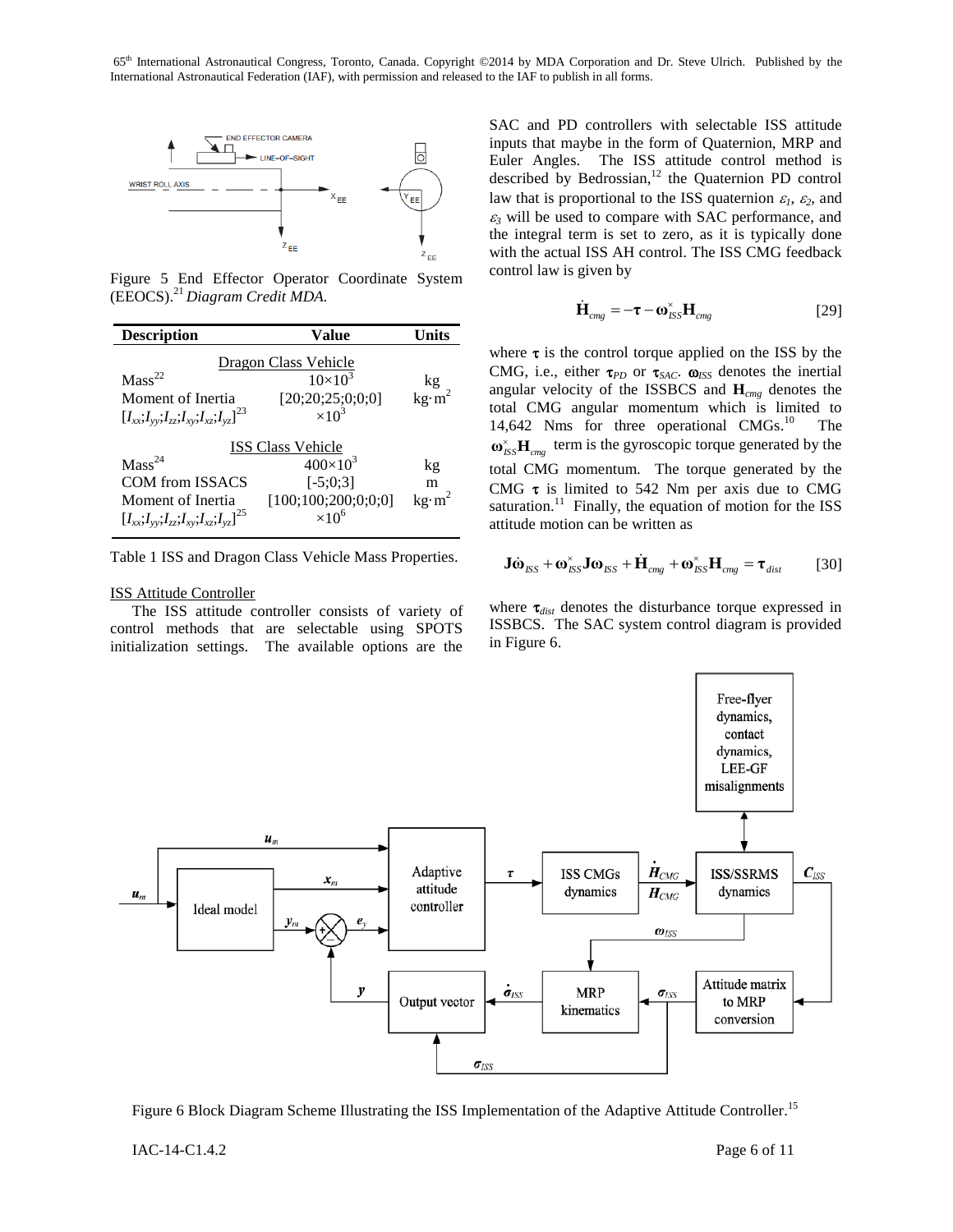Figure 5 End Effector Operator Coordinate System (EEOCS).[21] *Diagram Credit MDA.*

| Description | Value | Units |
|---|---|---|
| Dragon Class Vehicle | | |
| Mass[22] | $10\times10^3$ | kg |
| Moment of Inertia $[I_{xx};I_{yy};I_{zz};I_{xy};I_{xz};I_{yz}]$[23] | $[20;20;25;0;0;0]\times10^3$ | $\text{kg}\cdot\text{m}^2$ |
| ISS Class Vehicle | | |
| Mass[24] | $400\times10^3$ | kg |
| COM from ISSACS | [-5;0;3] | m |
| Moment of Inertia $[I_{xx};I_{yy};I_{zz};I_{xy};I_{xz};I_{yz}]$[25] | $[100;100;200;0;0;0]\times10^6$ | $\text{kg}\cdot\text{m}^2$ |

Table 1 ISS and Dragon Class Vehicle Mass Properties.

### ISS Attitude Controller

The ISS attitude controller consists of variety of control methods that are selectable using SPOTS initialization settings. The available options are the SAC and PD controllers with selectable ISS attitude inputs that maybe in the form of Quaternion, MRP and Euler Angles. The ISS attitude control method is described by Bedrossian,[12] the Quaternion PD control law that is proportional to the ISS quaternion $\varepsilon_1$, $\varepsilon_2$, and $\varepsilon_3$ will be used to compare with SAC performance, and the integral term is set to zero, as it is typically done with the actual ISS AH control. The ISS CMG feedback control law is given by

$$\dot{\mathbf{H}}_{cmg} = -\boldsymbol{\tau} - \boldsymbol{\omega}_{ISS}^{\times}\mathbf{H}_{cmg} \qquad [29]$$

where $\boldsymbol{\tau}$ is the control torque applied on the ISS by the CMG, i.e., either $\boldsymbol{\tau}_{PD}$ or $\boldsymbol{\tau}_{SAC}$. $\boldsymbol{\omega}_{ISS}$ denotes the inertial angular velocity of the ISSBCS and $\mathbf{H}_{cmg}$ denotes the total CMG angular momentum which is limited to 14,642 Nms for three operational CMGs.[10] The $\boldsymbol{\omega}_{ISS}^{\times}\mathbf{H}_{cmg}$ term is the gyroscopic torque generated by the total CMG momentum. The torque generated by the CMG $\boldsymbol{\tau}$ is limited to 542 Nm per axis due to CMG saturation.[11] Finally, the equation of motion for the ISS attitude motion can be written as

$$\mathbf{J}\dot{\boldsymbol{\omega}}_{ISS} + \boldsymbol{\omega}_{ISS}^{\times}\mathbf{J}\boldsymbol{\omega}_{ISS} + \dot{\mathbf{H}}_{cmg} + \boldsymbol{\omega}_{ISS}^{\times}\mathbf{H}_{cmg} = \boldsymbol{\tau}_{dist} \qquad [30]$$

where $\boldsymbol{\tau}_{dist}$ denotes the disturbance torque expressed in ISSBCS. The SAC system control diagram is provided in Figure 6.

Figure 6 Block Diagram Scheme Illustrating the ISS Implementation of the Adaptive Attitude Controller.[15]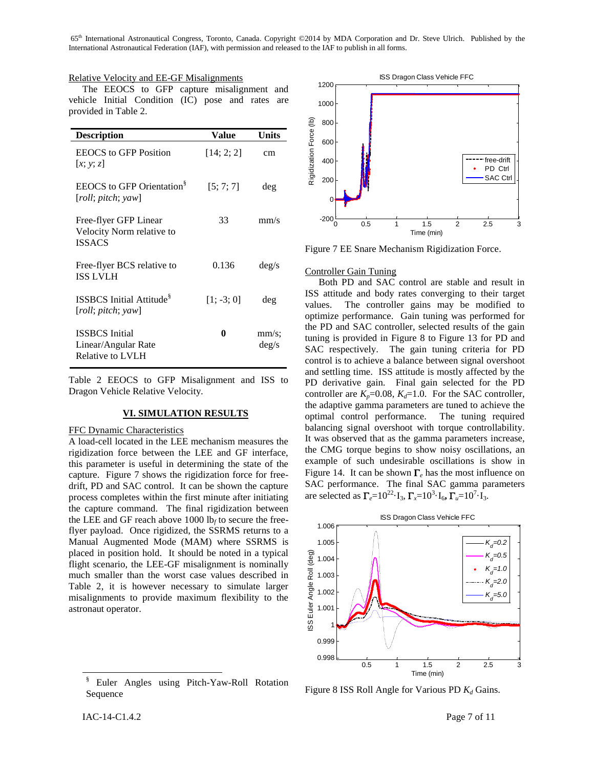Relative Velocity and EE-GF Misalignments

The EEOCS to GFP capture misalignment and vehicle Initial Condition (IC) pose and rates are provided in Table 2.

| Description | Value | Units |
|---|---|---|
| EEOCS to GFP Position [*x*; *y*; *z*] | [14; 2; 2] | cm |
| EEOCS to GFP Orientation[§] [*roll*; *pitch*; *yaw*] | [5; 7; 7] | deg |
| Free-flyer GFP Linear Velocity Norm relative to ISSACS | 33 | mm/s |
| Free-flyer BCS relative to ISS LVLH | 0.136 | deg/s |
| ISSBCS Initial Attitude[§] [*roll*; *pitch*; *yaw*] | [1; -3; 0] | deg |
| ISSBCS Initial Linear/Angular Rate Relative to LVLH | **0** | mm/s; deg/s |

Table 2 EEOCS to GFP Misalignment and ISS to Dragon Vehicle Relative Velocity.

## VI. SIMULATION RESULTS

FFC Dynamic Characteristics

A load-cell located in the LEE mechanism measures the rigidization force between the LEE and GF interface, this parameter is useful in determining the state of the capture. Figure 7 shows the rigidization force for free-drift, PD and SAC control. It can be shown the capture process completes within the first minute after initiating the capture command. The final rigidization between the LEE and GF reach above 1000 $lb_f$ to secure the free-flyer payload. Once rigidized, the SSRMS returns to a Manual Augmented Mode (MAM) where SSRMS is placed in position hold. It should be noted in a typical flight scenario, the LEE-GF misalignment is nominally much smaller than the worst case values described in Table 2, it is however necessary to simulate larger misalignments to provide maximum flexibility to the astronaut operator.

[§] Euler Angles using Pitch-Yaw-Roll Rotation Sequence

Figure 7 EE Snare Mechanism Rigidization Force.

Controller Gain Tuning

Both PD and SAC control are stable and result in ISS attitude and body rates converging to their target values. The controller gains may be modified to optimize performance. Gain tuning was performed for the PD and SAC controller, selected results of the gain tuning is provided in Figure 8 to Figure 13 for PD and SAC respectively. The gain tuning criteria for PD control is to achieve a balance between signal overshoot and settling time. ISS attitude is mostly affected by the PD derivative gain. Final gain selected for the PD controller are $K_p$=0.08, $K_d$=1.0. For the SAC controller, the adaptive gamma parameters are tuned to achieve the optimal control performance. The tuning required balancing signal overshoot with torque controllability. It was observed that as the gamma parameters increase, the CMG torque begins to show noisy oscillations, an example of such undesirable oscillations is show in Figure 14. It can be shown $\mathbf{\Gamma}_e$ has the most influence on SAC performance. The final SAC gamma parameters are selected as $\mathbf{\Gamma}_e=10^{22}\cdot I_3$, $\mathbf{\Gamma}_x=10^{3}\cdot I_6$, $\mathbf{\Gamma}_u=10^{7}\cdot I_3$.

Figure 8 ISS Roll Angle for Various PD $K_d$ Gains.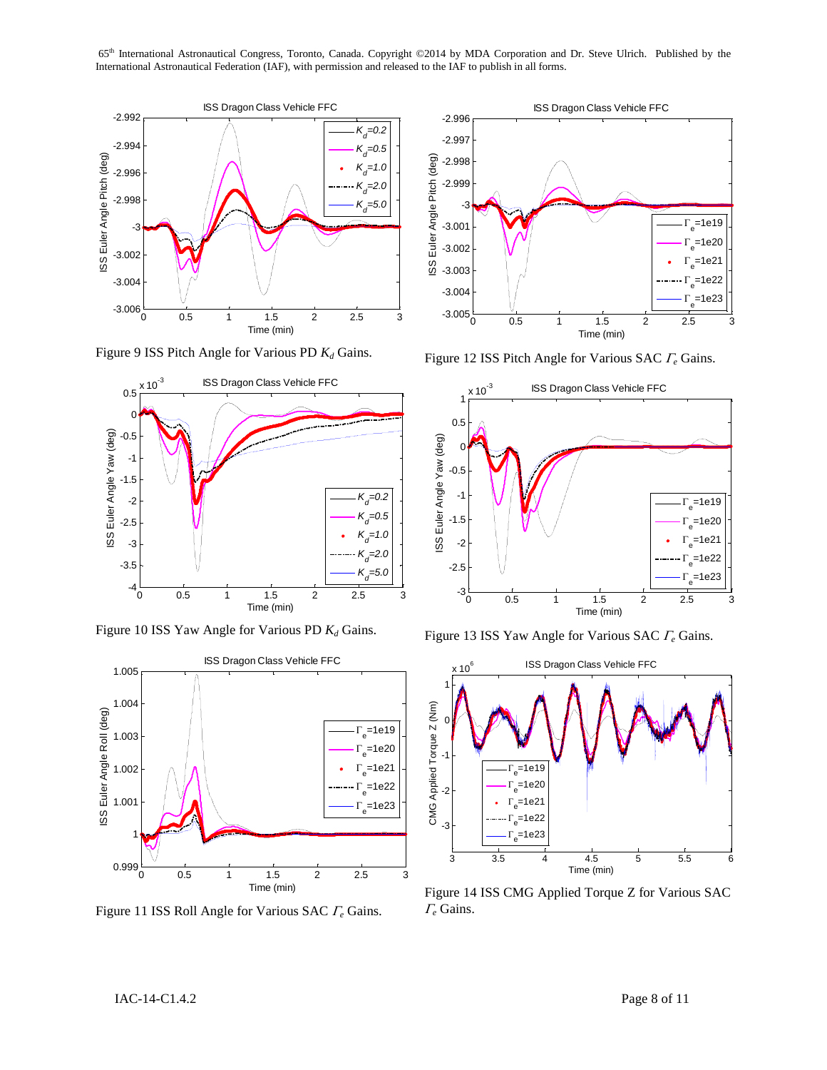Figure 9 ISS Pitch Angle for Various PD $K_d$ Gains.

Figure 10 ISS Yaw Angle for Various PD $K_d$ Gains.

Figure 11 ISS Roll Angle for Various SAC $\Gamma_e$ Gains.

Figure 12 ISS Pitch Angle for Various SAC $\Gamma_e$ Gains.

Figure 13 ISS Yaw Angle for Various SAC $\Gamma_e$ Gains.

Figure 14 ISS CMG Applied Torque Z for Various SAC $\Gamma_e$ Gains.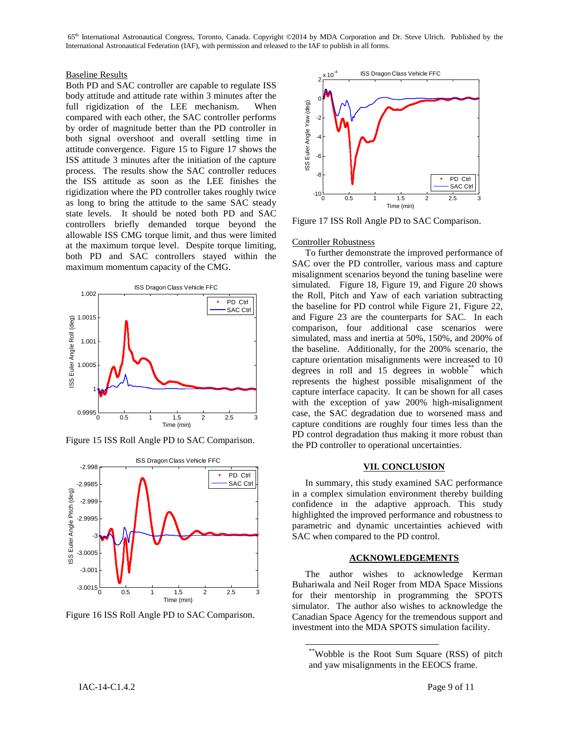### Baseline Results

Both PD and SAC controller are capable to regulate ISS body attitude and attitude rate within 3 minutes after the full rigidization of the LEE mechanism. When compared with each other, the SAC controller performs by order of magnitude better than the PD controller in both signal overshoot and overall settling time in attitude convergence. Figure 15 to Figure 17 shows the ISS attitude 3 minutes after the initiation of the capture process. The results show the SAC controller reduces the ISS attitude as soon as the LEE finishes the rigidization where the PD controller takes roughly twice as long to bring the attitude to the same SAC steady state levels. It should be noted both PD and SAC controllers briefly demanded torque beyond the allowable ISS CMG torque limit, and thus were limited at the maximum torque level. Despite torque limiting, both PD and SAC controllers stayed within the maximum momentum capacity of the CMG.

Figure 15 ISS Roll Angle PD to SAC Comparison.

Figure 16 ISS Roll Angle PD to SAC Comparison.

Figure 17 ISS Roll Angle PD to SAC Comparison.

### Controller Robustness

To further demonstrate the improved performance of SAC over the PD controller, various mass and capture misalignment scenarios beyond the tuning baseline were simulated. Figure 18, Figure 19, and Figure 20 shows the Roll, Pitch and Yaw of each variation subtracting the baseline for PD control while Figure 21, Figure 22, and Figure 23 are the counterparts for SAC. In each comparison, four additional case scenarios were simulated, mass and inertia at 50%, 150%, and 200% of the baseline. Additionally, for the 200% scenario, the capture orientation misalignments were increased to 10 degrees in roll and 15 degrees in wobble** which represents the highest possible misalignment of the capture interface capacity. It can be shown for all cases with the exception of yaw 200% high-misalignment case, the SAC degradation due to worsened mass and capture conditions are roughly four times less than the PD control degradation thus making it more robust than the PD controller to operational uncertainties.

## VII. CONCLUSION

In summary, this study examined SAC performance in a complex simulation environment thereby building confidence in the adaptive approach. This study highlighted the improved performance and robustness to parametric and dynamic uncertainties achieved with SAC when compared to the PD control.

## ACKNOWLEDGEMENTS

The author wishes to acknowledge Kerman Buhariwala and Neil Roger from MDA Space Missions for their mentorship in programming the SPOTS simulator. The author also wishes to acknowledge the Canadian Space Agency for the tremendous support and investment into the MDA SPOTS simulation facility.

---

**Wobble is the Root Sum Square (RSS) of pitch and yaw misalignments in the EEOCS frame.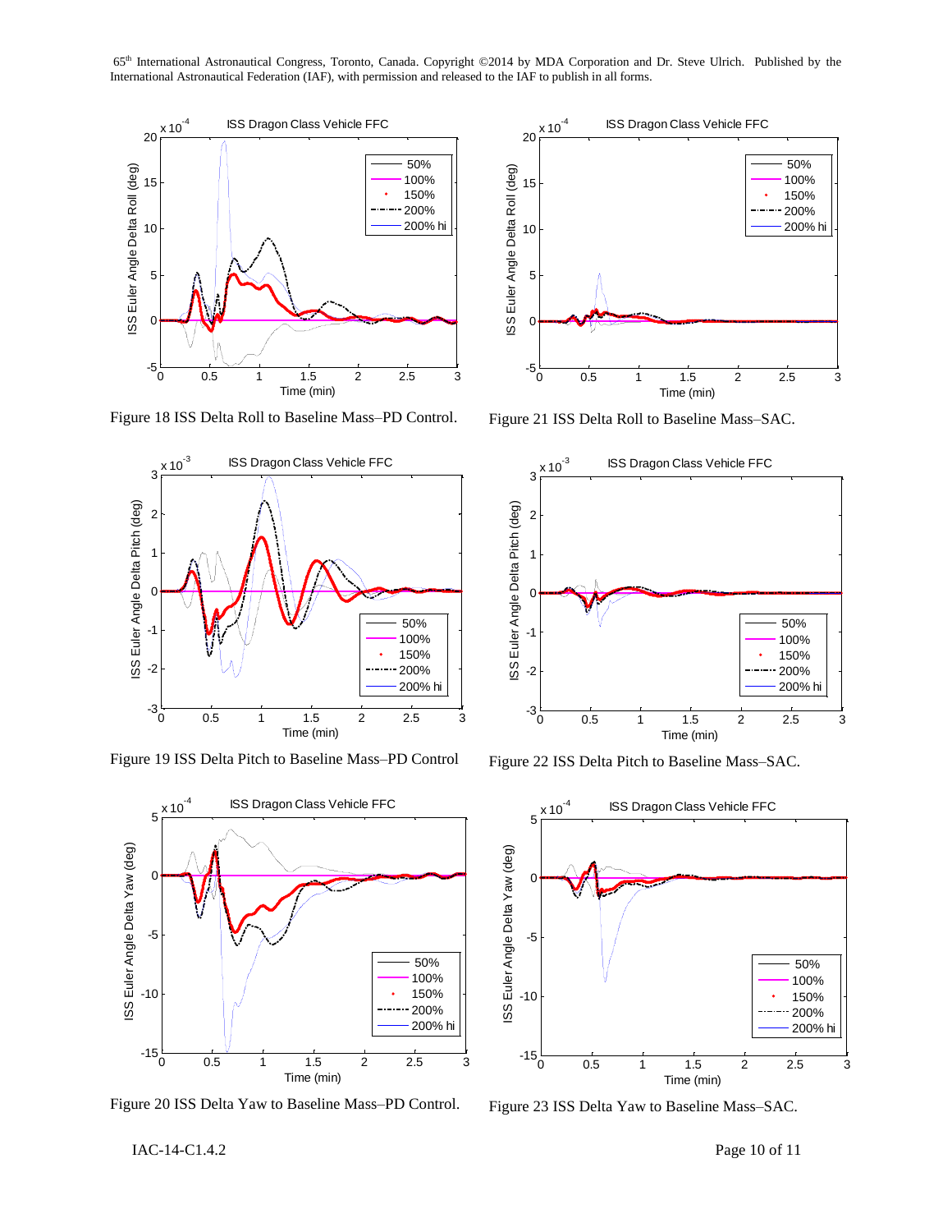Figure 18 ISS Delta Roll to Baseline Mass–PD Control.

Figure 21 ISS Delta Roll to Baseline Mass–SAC.

Figure 19 ISS Delta Pitch to Baseline Mass–PD Control

Figure 22 ISS Delta Pitch to Baseline Mass–SAC.

Figure 20 ISS Delta Yaw to Baseline Mass–PD Control.

Figure 23 ISS Delta Yaw to Baseline Mass–SAC.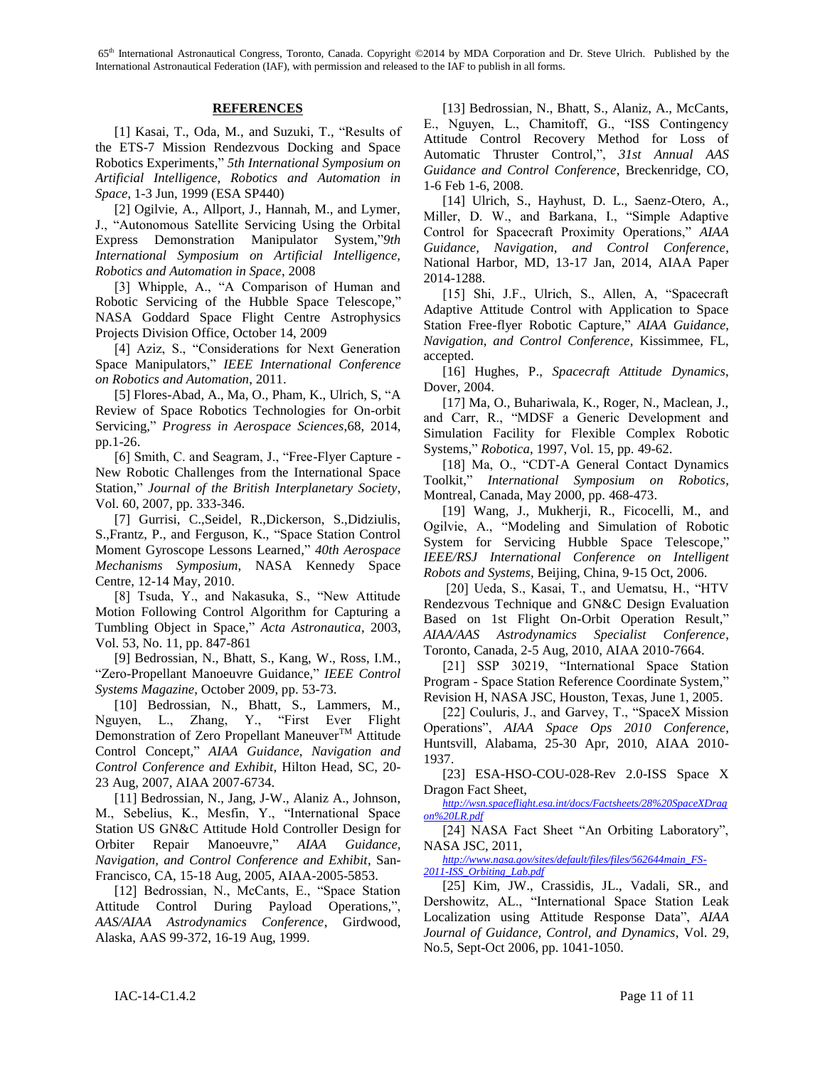## REFERENCES

[1] Kasai, T., Oda, M., and Suzuki, T., "Results of the ETS-7 Mission Rendezvous Docking and Space Robotics Experiments," *5th International Symposium on Artificial Intelligence, Robotics and Automation in Space*, 1-3 Jun, 1999 (ESA SP440)

[2] Ogilvie, A., Allport, J., Hannah, M., and Lymer, J., "Autonomous Satellite Servicing Using the Orbital Express Demonstration Manipulator System,"*9th International Symposium on Artificial Intelligence, Robotics and Automation in Space*, 2008

[3] Whipple, A., "A Comparison of Human and Robotic Servicing of the Hubble Space Telescope," NASA Goddard Space Flight Centre Astrophysics Projects Division Office, October 14, 2009

[4] Aziz, S., "Considerations for Next Generation Space Manipulators," *IEEE International Conference on Robotics and Automation*, 2011.

[5] Flores-Abad, A., Ma, O., Pham, K., Ulrich, S, "A Review of Space Robotics Technologies for On-orbit Servicing," *Progress in Aerospace Sciences*,68, 2014, pp.1-26.

[6] Smith, C. and Seagram, J., "Free-Flyer Capture - New Robotic Challenges from the International Space Station," *Journal of the British Interplanetary Society*, Vol. 60, 2007, pp. 333-346.

[7] Gurrisi, C.,Seidel, R.,Dickerson, S.,Didziulis, S.,Frantz, P., and Ferguson, K., "Space Station Control Moment Gyroscope Lessons Learned," *40th Aerospace Mechanisms Symposium*, NASA Kennedy Space Centre, 12-14 May, 2010.

[8] Tsuda, Y., and Nakasuka, S., "New Attitude Motion Following Control Algorithm for Capturing a Tumbling Object in Space," *Acta Astronautica*, 2003, Vol. 53, No. 11, pp. 847-861

[9] Bedrossian, N., Bhatt, S., Kang, W., Ross, I.M., "Zero-Propellant Manoeuvre Guidance," *IEEE Control Systems Magazine*, October 2009, pp. 53-73.

[10] Bedrossian, N., Bhatt, S., Lammers, M., Nguyen, L., Zhang, Y., "First Ever Flight Demonstration of Zero Propellant Maneuver™ Attitude Control Concept," *AIAA Guidance, Navigation and Control Conference and Exhibit*, Hilton Head, SC, 20-23 Aug, 2007, AIAA 2007-6734.

[11] Bedrossian, N., Jang, J-W., Alaniz A., Johnson, M., Sebelius, K., Mesfin, Y., "International Space Station US GN&C Attitude Hold Controller Design for Orbiter Repair Manoeuvre," *AIAA Guidance, Navigation, and Control Conference and Exhibit*, San-Francisco, CA, 15-18 Aug, 2005, AIAA-2005-5853.

[12] Bedrossian, N., McCants, E., "Space Station Attitude Control During Payload Operations,", *AAS/AIAA Astrodynamics Conference*, Girdwood, Alaska, AAS 99-372, 16-19 Aug, 1999.

[13] Bedrossian, N., Bhatt, S., Alaniz, A., McCants, E., Nguyen, L., Chamitoff, G., "ISS Contingency Attitude Control Recovery Method for Loss of Automatic Thruster Control,", *31st Annual AAS Guidance and Control Conference*, Breckenridge, CO, 1-6 Feb 1-6, 2008.

[14] Ulrich, S., Hayhust, D. L., Saenz-Otero, A., Miller, D. W., and Barkana, I., "Simple Adaptive Control for Spacecraft Proximity Operations," *AIAA Guidance, Navigation, and Control Conference*, National Harbor, MD, 13-17 Jan, 2014, AIAA Paper 2014-1288.

[15] Shi, J.F., Ulrich, S., Allen, A, "Spacecraft Adaptive Attitude Control with Application to Space Station Free-flyer Robotic Capture," *AIAA Guidance, Navigation, and Control Conference*, Kissimmee, FL, accepted.

[16] Hughes, P., *Spacecraft Attitude Dynamics*, Dover, 2004.

[17] Ma, O., Buhariwala, K., Roger, N., Maclean, J., and Carr, R., "MDSF a Generic Development and Simulation Facility for Flexible Complex Robotic Systems," *Robotica*, 1997, Vol. 15, pp. 49-62.

[18] Ma, O., "CDT-A General Contact Dynamics Toolkit," *International Symposium on Robotics*, Montreal, Canada, May 2000, pp. 468-473.

[19] Wang, J., Mukherji, R., Ficocelli, M., and Ogilvie, A., "Modeling and Simulation of Robotic System for Servicing Hubble Space Telescope," *IEEE/RSJ International Conference on Intelligent Robots and Systems*, Beijing, China, 9-15 Oct, 2006.

[20] Ueda, S., Kasai, T., and Uematsu, H., "HTV Rendezvous Technique and GN&C Design Evaluation Based on 1st Flight On-Orbit Operation Result," *AIAA/AAS Astrodynamics Specialist Conference*, Toronto, Canada, 2-5 Aug, 2010, AIAA 2010-7664.

[21] SSP 30219, "International Space Station Program - Space Station Reference Coordinate System," Revision H, NASA JSC, Houston, Texas, June 1, 2005.

[22] Couluris, J., and Garvey, T., "SpaceX Mission Operations", *AIAA Space Ops 2010 Conference*, Huntsvill, Alabama, 25-30 Apr, 2010, AIAA 2010-1937.

[23] ESA-HSO-COU-028-Rev 2.0-ISS Space X Dragon Fact Sheet, *http://wsn.spaceflight.esa.int/docs/Factsheets/28%20SpaceXDragon%20LR.pdf*

[24] NASA Fact Sheet "An Orbiting Laboratory", NASA JSC, 2011, *http://www.nasa.gov/sites/default/files/files/562644main_FS-2011-ISS_Orbiting_Lab.pdf*

[25] Kim, JW., Crassidis, JL., Vadali, SR., and Dershowitz, AL., "International Space Station Leak Localization using Attitude Response Data", *AIAA Journal of Guidance, Control, and Dynamics*, Vol. 29, No.5, Sept-Oct 2006, pp. 1041-1050.